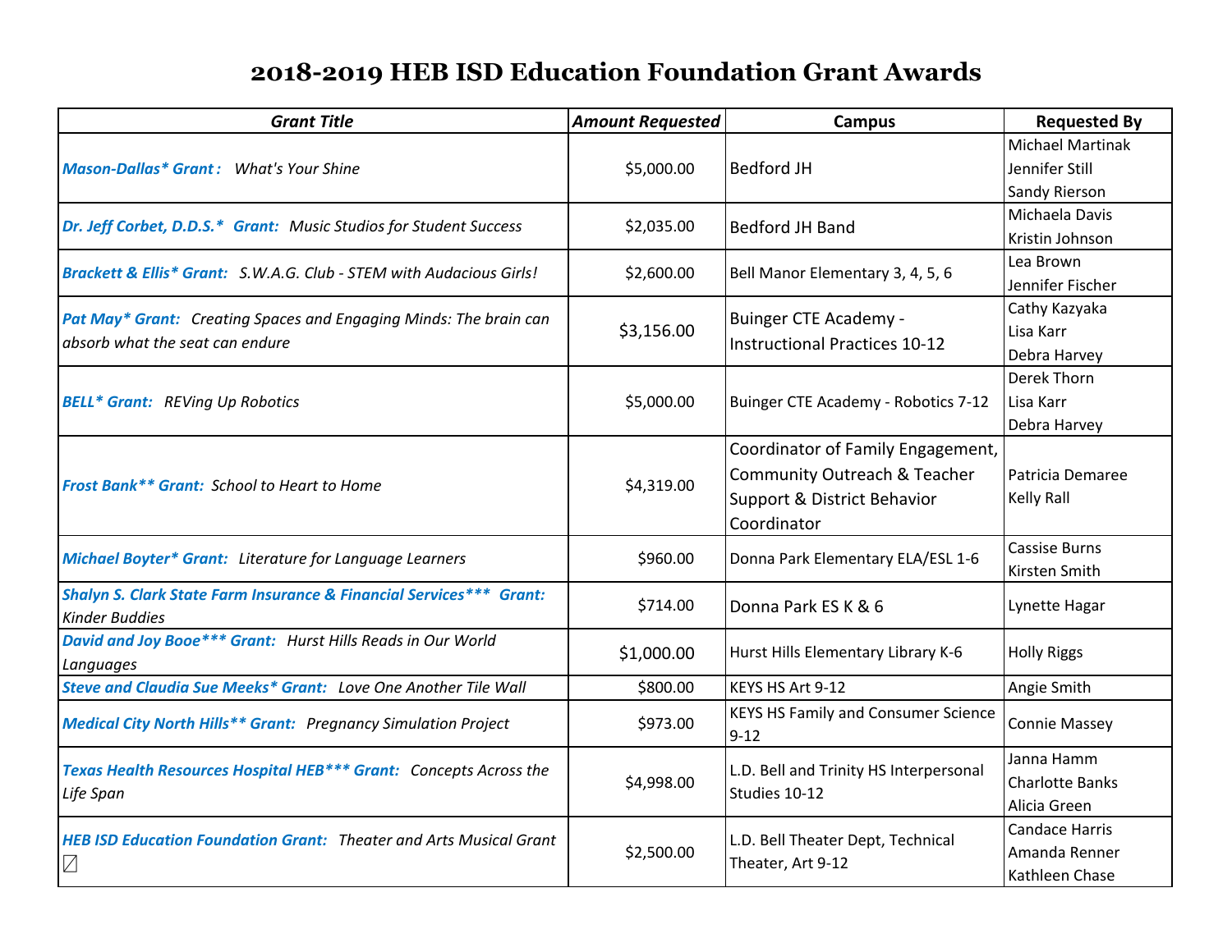# 2018-2019 HEB ISD Education Foundation Grant Awards

| *Grant Title* | *Amount Requested* | Campus | Requested By |
|---|---|---|---|
| ***Mason-Dallas\* Grant :*** *What's Your Shine* | $5,000.00 | Bedford JH | Michael Martinak<br>Jennifer Still<br>Sandy Rierson |
| ***Dr. Jeff Corbet, D.D.S.\* Grant:*** *Music Studios for Student Success* | $2,035.00 | Bedford JH Band | Michaela Davis<br>Kristin Johnson |
| ***Brackett & Ellis\* Grant:*** *S.W.A.G. Club - STEM with Audacious Girls!* | $2,600.00 | Bell Manor Elementary 3, 4, 5, 6 | Lea Brown<br>Jennifer Fischer |
| ***Pat May\* Grant:*** *Creating Spaces and Engaging Minds: The brain can absorb what the seat can endure* | $3,156.00 | Buinger CTE Academy - Instructional Practices 10-12 | Cathy Kazyaka<br>Lisa Karr<br>Debra Harvey |
| ***BELL\* Grant:*** *REVing Up Robotics* | $5,000.00 | Buinger CTE Academy - Robotics 7-12 | Derek Thorn<br>Lisa Karr<br>Debra Harvey |
| ***Frost Bank\*\* Grant:*** *School to Heart to Home* | $4,319.00 | Coordinator of Family Engagement, Community Outreach & Teacher Support & District Behavior Coordinator | Patricia Demaree<br>Kelly Rall |
| ***Michael Boyter\* Grant:*** *Literature for Language Learners* | $960.00 | Donna Park Elementary ELA/ESL 1-6 | Cassise Burns<br>Kirsten Smith |
| ***Shalyn S. Clark State Farm Insurance & Financial Services\*\*\* Grant:*** *Kinder Buddies* | $714.00 | Donna Park ES K & 6 | Lynette Hagar |
| ***David and Joy Booe\*\*\* Grant:*** *Hurst Hills Reads in Our World Languages* | $1,000.00 | Hurst Hills Elementary Library K-6 | Holly Riggs |
| ***Steve and Claudia Sue Meeks\* Grant:*** *Love One Another Tile Wall* | $800.00 | KEYS HS Art 9-12 | Angie Smith |
| ***Medical City North Hills\*\* Grant:*** *Pregnancy Simulation Project* | $973.00 | KEYS HS Family and Consumer Science 9-12 | Connie Massey |
| ***Texas Health Resources Hospital HEB\*\*\* Grant:*** *Concepts Across the Life Span* | $4,998.00 | L.D. Bell and Trinity HS Interpersonal Studies 10-12 | Janna Hamm<br>Charlotte Banks<br>Alicia Green |
| ***HEB ISD Education Foundation Grant:*** *Theater and Arts Musical Grant* | $2,500.00 | L.D. Bell Theater Dept, Technical Theater, Art 9-12 | Candace Harris<br>Amanda Renner<br>Kathleen Chase |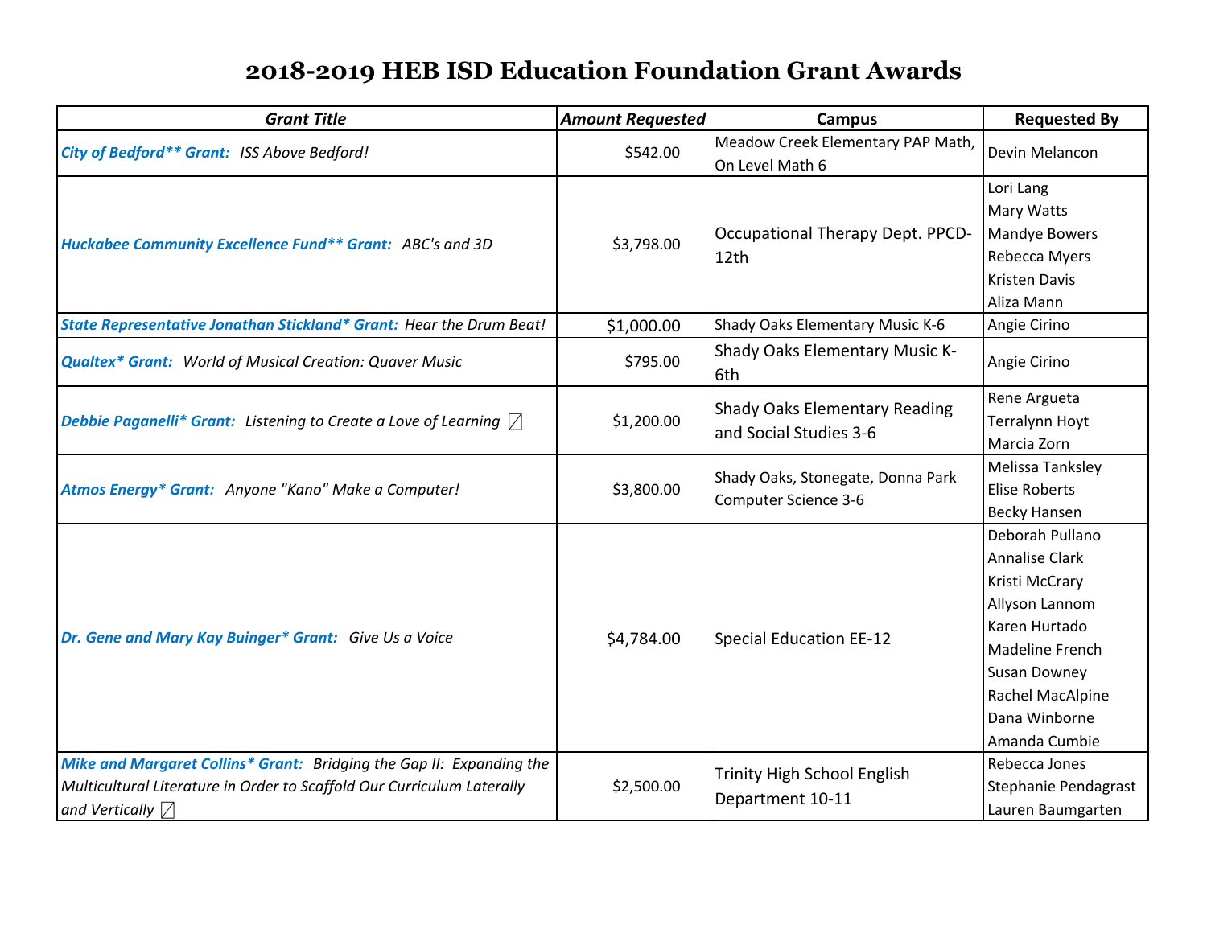# 2018-2019 HEB ISD Education Foundation Grant Awards

| *Grant Title* | *Amount Requested* | Campus | Requested By |
|---|---|---|---|
| ***City of Bedford\*\* Grant:*** *ISS Above Bedford!* | $542.00 | Meadow Creek Elementary PAP Math, On Level Math 6 | Devin Melancon |
| ***Huckabee Community Excellence Fund\*\* Grant:*** *ABC's and 3D* | $3,798.00 | Occupational Therapy Dept. PPCD-12th | Lori Lang<br>Mary Watts<br>Mandye Bowers<br>Rebecca Myers<br>Kristen Davis<br>Aliza Mann |
| ***State Representative Jonathan Stickland\* Grant:*** *Hear the Drum Beat!* | $1,000.00 | Shady Oaks Elementary Music K-6 | Angie Cirino |
| ***Qualtex\* Grant:*** *World of Musical Creation: Quaver Music* | $795.00 | Shady Oaks Elementary Music K-6th | Angie Cirino |
| ***Debbie Paganelli\* Grant:*** *Listening to Create a Love of Learning* | $1,200.00 | Shady Oaks Elementary Reading and Social Studies 3-6 | Rene Argueta<br>Terralynn Hoyt<br>Marcia Zorn |
| ***Atmos Energy\* Grant:*** *Anyone "Kano" Make a Computer!* | $3,800.00 | Shady Oaks, Stonegate, Donna Park Computer Science 3-6 | Melissa Tanksley<br>Elise Roberts<br>Becky Hansen |
| ***Dr. Gene and Mary Kay Buinger\* Grant:*** *Give Us a Voice* | $4,784.00 | Special Education EE-12 | Deborah Pullano<br>Annalise Clark<br>Kristi McCrary<br>Allyson Lannom<br>Karen Hurtado<br>Madeline French<br>Susan Downey<br>Rachel MacAlpine<br>Dana Winborne<br>Amanda Cumbie |
| ***Mike and Margaret Collins\* Grant:*** *Bridging the Gap II: Expanding the Multicultural Literature in Order to Scaffold Our Curriculum Laterally and Vertically* | $2,500.00 | Trinity High School English Department 10-11 | Rebecca Jones<br>Stephanie Pendagrast<br>Lauren Baumgarten |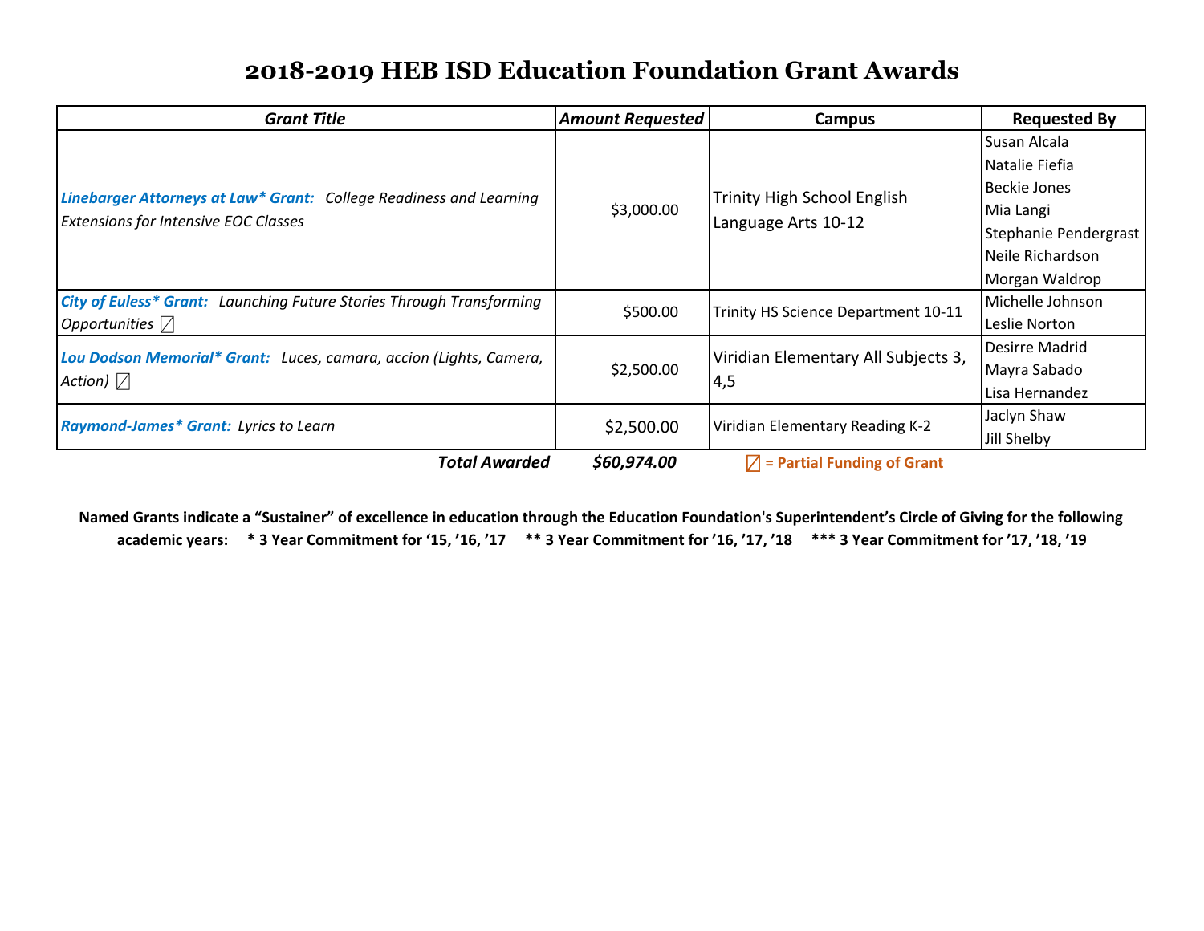# 2018-2019 HEB ISD Education Foundation Grant Awards

| *Grant Title* | *Amount Requested* | Campus | Requested By |
|---|---|---|---|
| ***Linebarger Attorneys at Law* Grant:*** *College Readiness and Learning Extensions for Intensive EOC Classes* | $3,000.00 | Trinity High School English Language Arts 10-12 | Susan Alcala<br>Natalie Fiefia<br>Beckie Jones<br>Mia Langi<br>Stephanie Pendergrast<br>Neile Richardson<br>Morgan Waldrop |
| ***City of Euless* Grant:*** *Launching Future Stories Through Transforming Opportunities* ⍁ | $500.00 | Trinity HS Science Department 10-11 | Michelle Johnson<br>Leslie Norton |
| ***Lou Dodson Memorial* Grant:*** *Luces, camara, accion (Lights, Camera, Action)* ⍁ | $2,500.00 | Viridian Elementary All Subjects 3, 4,5 | Desirre Madrid<br>Mayra Sabado<br>Lisa Hernandez |
| ***Raymond-James* Grant:*** *Lyrics to Learn* | $2,500.00 | Viridian Elementary Reading K-2 | Jaclyn Shaw<br>Jill Shelby |
| ***Total Awarded*** | ***$60,974.00*** | **⍁ = Partial Funding of Grant** | |

**Named Grants indicate a "Sustainer" of excellence in education through the Education Foundation's Superintendent's Circle of Giving for the following academic years: * 3 Year Commitment for '15, '16, '17 ** 3 Year Commitment for '16, '17, '18 *** 3 Year Commitment for '17, '18, '19**